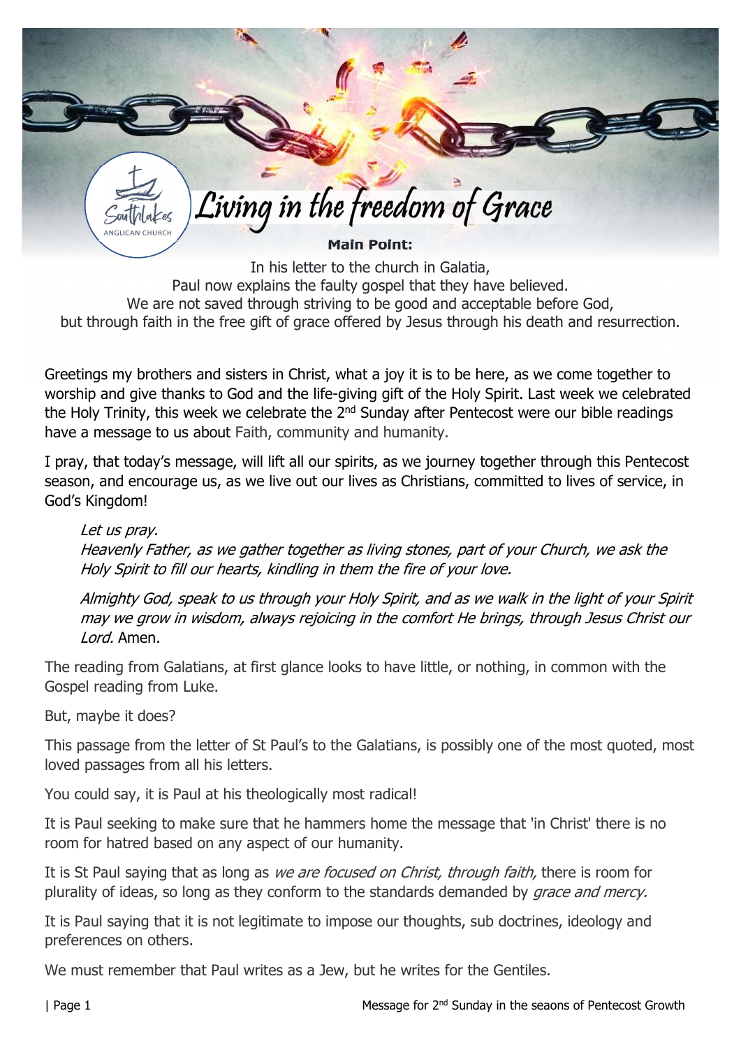# Living in the freedom of Grace

**Main Point:**

In his letter to the church in Galatia,
Paul now explains the faulty gospel that they have believed.
We are not saved through striving to be good and acceptable before God,
but through faith in the free gift of grace offered by Jesus through his death and resurrection.

Greetings my brothers and sisters in Christ, what a joy it is to be here, as we come together to worship and give thanks to God and the life-giving gift of the Holy Spirit. Last week we celebrated the Holy Trinity, this week we celebrate the 2nd Sunday after Pentecost were our bible readings have a message to us about Faith, community and humanity.

I pray, that today's message, will lift all our spirits, as we journey together through this Pentecost season, and encourage us, as we live out our lives as Christians, committed to lives of service, in God's Kingdom!

> *Let us pray.*
> *Heavenly Father, as we gather together as living stones, part of your Church, we ask the Holy Spirit to fill our hearts, kindling in them the fire of your love.*
>
> *Almighty God, speak to us through your Holy Spirit, and as we walk in the light of your Spirit may we grow in wisdom, always rejoicing in the comfort He brings, through Jesus Christ our Lord.* Amen.

The reading from Galatians, at first glance looks to have little, or nothing, in common with the Gospel reading from Luke.

But, maybe it does?

This passage from the letter of St Paul's to the Galatians, is possibly one of the most quoted, most loved passages from all his letters.

You could say, it is Paul at his theologically most radical!

It is Paul seeking to make sure that he hammers home the message that 'in Christ' there is no room for hatred based on any aspect of our humanity.

It is St Paul saying that as long as *we are focused on Christ, through faith,* there is room for plurality of ideas, so long as they conform to the standards demanded by *grace and mercy.*

It is Paul saying that it is not legitimate to impose our thoughts, sub doctrines, ideology and preferences on others.

We must remember that Paul writes as a Jew, but he writes for the Gentiles.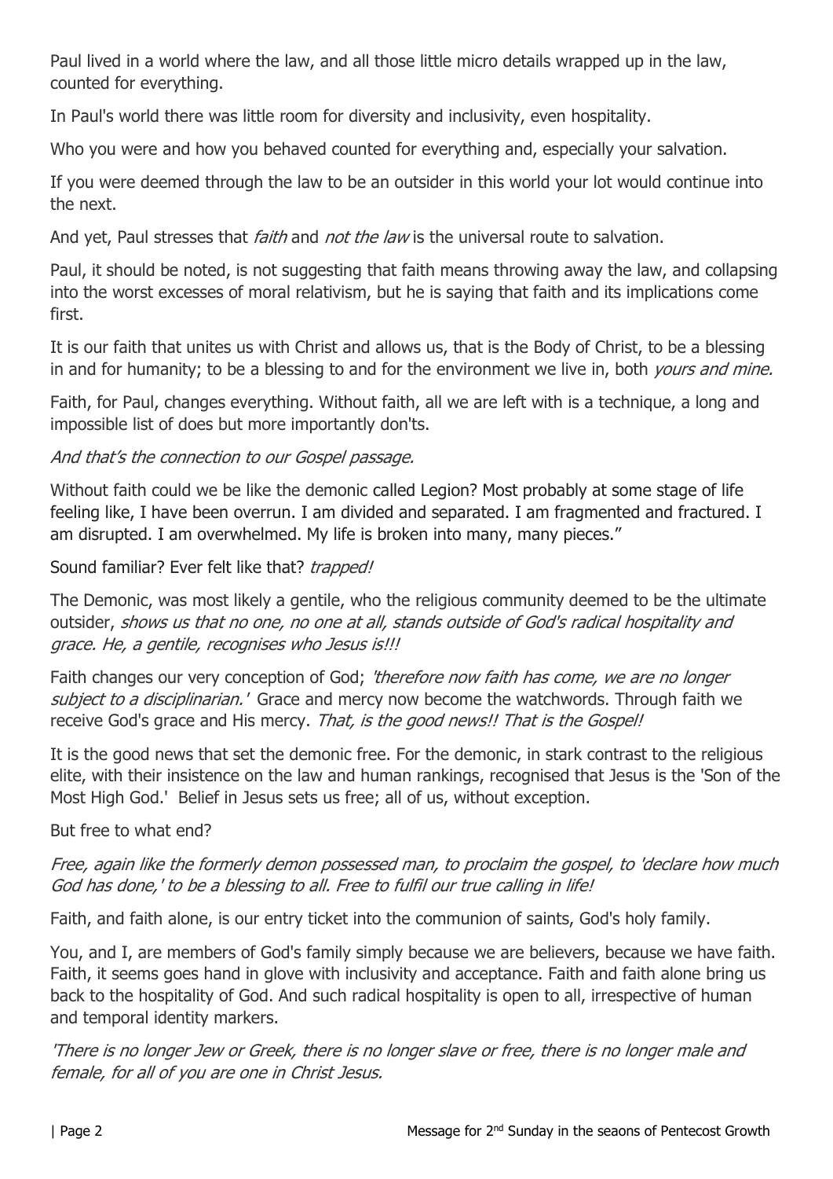Paul lived in a world where the law, and all those little micro details wrapped up in the law, counted for everything.

In Paul's world there was little room for diversity and inclusivity, even hospitality.

Who you were and how you behaved counted for everything and, especially your salvation.

If you were deemed through the law to be an outsider in this world your lot would continue into the next.

And yet, Paul stresses that *faith* and *not the law* is the universal route to salvation.

Paul, it should be noted, is not suggesting that faith means throwing away the law, and collapsing into the worst excesses of moral relativism, but he is saying that faith and its implications come first.

It is our faith that unites us with Christ and allows us, that is the Body of Christ, to be a blessing in and for humanity; to be a blessing to and for the environment we live in, both *yours and mine.*

Faith, for Paul, changes everything. Without faith, all we are left with is a technique, a long and impossible list of does but more importantly don'ts.

*And that's the connection to our Gospel passage.*

Without faith could we be like the demonic called Legion? Most probably at some stage of life feeling like, I have been overrun. I am divided and separated. I am fragmented and fractured. I am disrupted. I am overwhelmed. My life is broken into many, many pieces."

Sound familiar? Ever felt like that? *trapped!*

The Demonic, was most likely a gentile, who the religious community deemed to be the ultimate outsider, *shows us that no one, no one at all, stands outside of God's radical hospitality and grace. He, a gentile, recognises who Jesus is!!!*

Faith changes our very conception of God; *'therefore now faith has come, we are no longer subject to a disciplinarian.'* Grace and mercy now become the watchwords. Through faith we receive God's grace and His mercy. *That, is the good news!! That is the Gospel!*

It is the good news that set the demonic free. For the demonic, in stark contrast to the religious elite, with their insistence on the law and human rankings, recognised that Jesus is the 'Son of the Most High God.' Belief in Jesus sets us free; all of us, without exception.

But free to what end?

*Free, again like the formerly demon possessed man, to proclaim the gospel, to 'declare how much God has done,' to be a blessing to all. Free to fulfil our true calling in life!*

Faith, and faith alone, is our entry ticket into the communion of saints, God's holy family.

You, and I, are members of God's family simply because we are believers, because we have faith. Faith, it seems goes hand in glove with inclusivity and acceptance. Faith and faith alone bring us back to the hospitality of God. And such radical hospitality is open to all, irrespective of human and temporal identity markers.

*'There is no longer Jew or Greek, there is no longer slave or free, there is no longer male and female, for all of you are one in Christ Jesus.*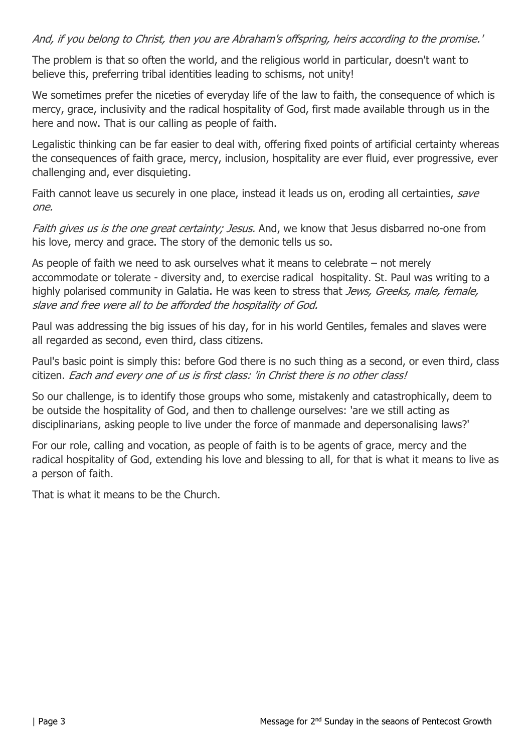*And, if you belong to Christ, then you are Abraham's offspring, heirs according to the promise.'*

The problem is that so often the world, and the religious world in particular, doesn't want to believe this, preferring tribal identities leading to schisms, not unity!

We sometimes prefer the niceties of everyday life of the law to faith, the consequence of which is mercy, grace, inclusivity and the radical hospitality of God, first made available through us in the here and now. That is our calling as people of faith.

Legalistic thinking can be far easier to deal with, offering fixed points of artificial certainty whereas the consequences of faith grace, mercy, inclusion, hospitality are ever fluid, ever progressive, ever challenging and, ever disquieting.

Faith cannot leave us securely in one place, instead it leads us on, eroding all certainties, *save one.*

*Faith gives us is the one great certainty; Jesus.* And, we know that Jesus disbarred no-one from his love, mercy and grace. The story of the demonic tells us so.

As people of faith we need to ask ourselves what it means to celebrate – not merely accommodate or tolerate - diversity and, to exercise radical hospitality. St. Paul was writing to a highly polarised community in Galatia. He was keen to stress that *Jews, Greeks, male, female, slave and free were all to be afforded the hospitality of God.*

Paul was addressing the big issues of his day, for in his world Gentiles, females and slaves were all regarded as second, even third, class citizens.

Paul's basic point is simply this: before God there is no such thing as a second, or even third, class citizen. *Each and every one of us is first class: 'in Christ there is no other class!*

So our challenge, is to identify those groups who some, mistakenly and catastrophically, deem to be outside the hospitality of God, and then to challenge ourselves: 'are we still acting as disciplinarians, asking people to live under the force of manmade and depersonalising laws?'

For our role, calling and vocation, as people of faith is to be agents of grace, mercy and the radical hospitality of God, extending his love and blessing to all, for that is what it means to live as a person of faith.

That is what it means to be the Church.